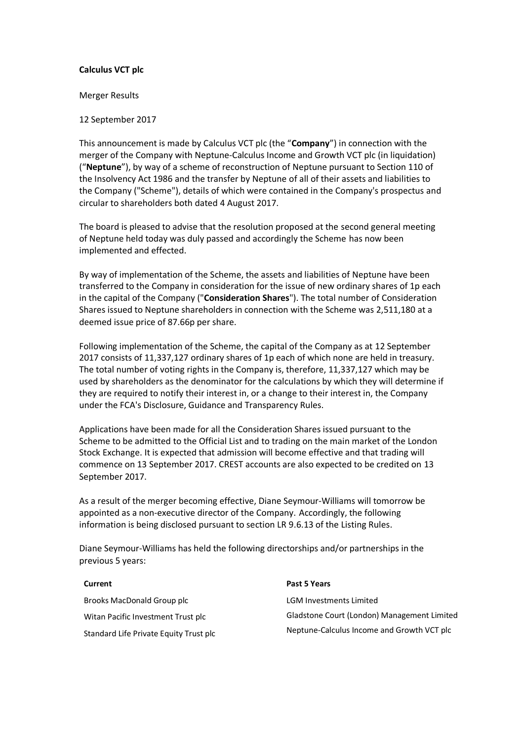**Calculus VCT plc**

Merger Results

12 September 2017

This announcement is made by Calculus VCT plc (the "**Company**") in connection with the merger of the Company with Neptune-Calculus Income and Growth VCT plc (in liquidation) ("**Neptune**"), by way of a scheme of reconstruction of Neptune pursuant to Section 110 of the Insolvency Act 1986 and the transfer by Neptune of all of their assets and liabilities to the Company ("Scheme"), details of which were contained in the Company's prospectus and circular to shareholders both dated 4 August 2017.

The board is pleased to advise that the resolution proposed at the second general meeting of Neptune held today was duly passed and accordingly the Scheme has now been implemented and effected.

By way of implementation of the Scheme, the assets and liabilities of Neptune have been transferred to the Company in consideration for the issue of new ordinary shares of 1p each in the capital of the Company ("**Consideration Shares**"). The total number of Consideration Shares issued to Neptune shareholders in connection with the Scheme was 2,511,180 at a deemed issue price of 87.66p per share.

Following implementation of the Scheme, the capital of the Company as at 12 September 2017 consists of 11,337,127 ordinary shares of 1p each of which none are held in treasury. The total number of voting rights in the Company is, therefore, 11,337,127 which may be used by shareholders as the denominator for the calculations by which they will determine if they are required to notify their interest in, or a change to their interest in, the Company under the FCA's Disclosure, Guidance and Transparency Rules.

Applications have been made for all the Consideration Shares issued pursuant to the Scheme to be admitted to the Official List and to trading on the main market of the London Stock Exchange. It is expected that admission will become effective and that trading will commence on 13 September 2017. CREST accounts are also expected to be credited on 13 September 2017.

As a result of the merger becoming effective, Diane Seymour-Williams will tomorrow be appointed as a non-executive director of the Company. Accordingly, the following information is being disclosed pursuant to section LR 9.6.13 of the Listing Rules.

Diane Seymour-Williams has held the following directorships and/or partnerships in the previous 5 years:

| **Current** | **Past 5 Years** |
|---|---|
| Brooks MacDonald Group plc | LGM Investments Limited |
| Witan Pacific Investment Trust plc | Gladstone Court (London) Management Limited |
| Standard Life Private Equity Trust plc | Neptune-Calculus Income and Growth VCT plc |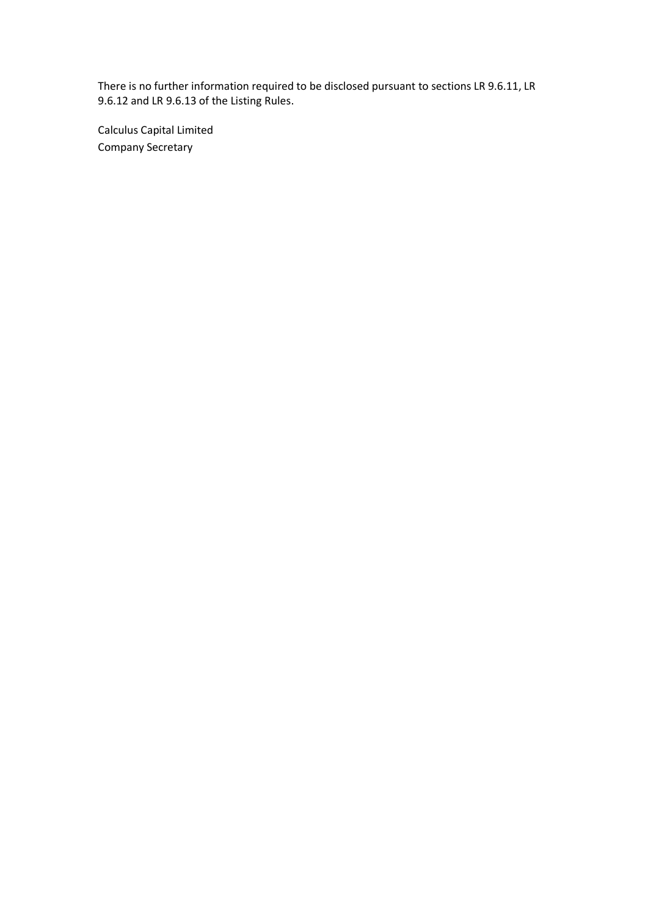There is no further information required to be disclosed pursuant to sections LR 9.6.11, LR 9.6.12 and LR 9.6.13 of the Listing Rules.

Calculus Capital Limited
Company Secretary